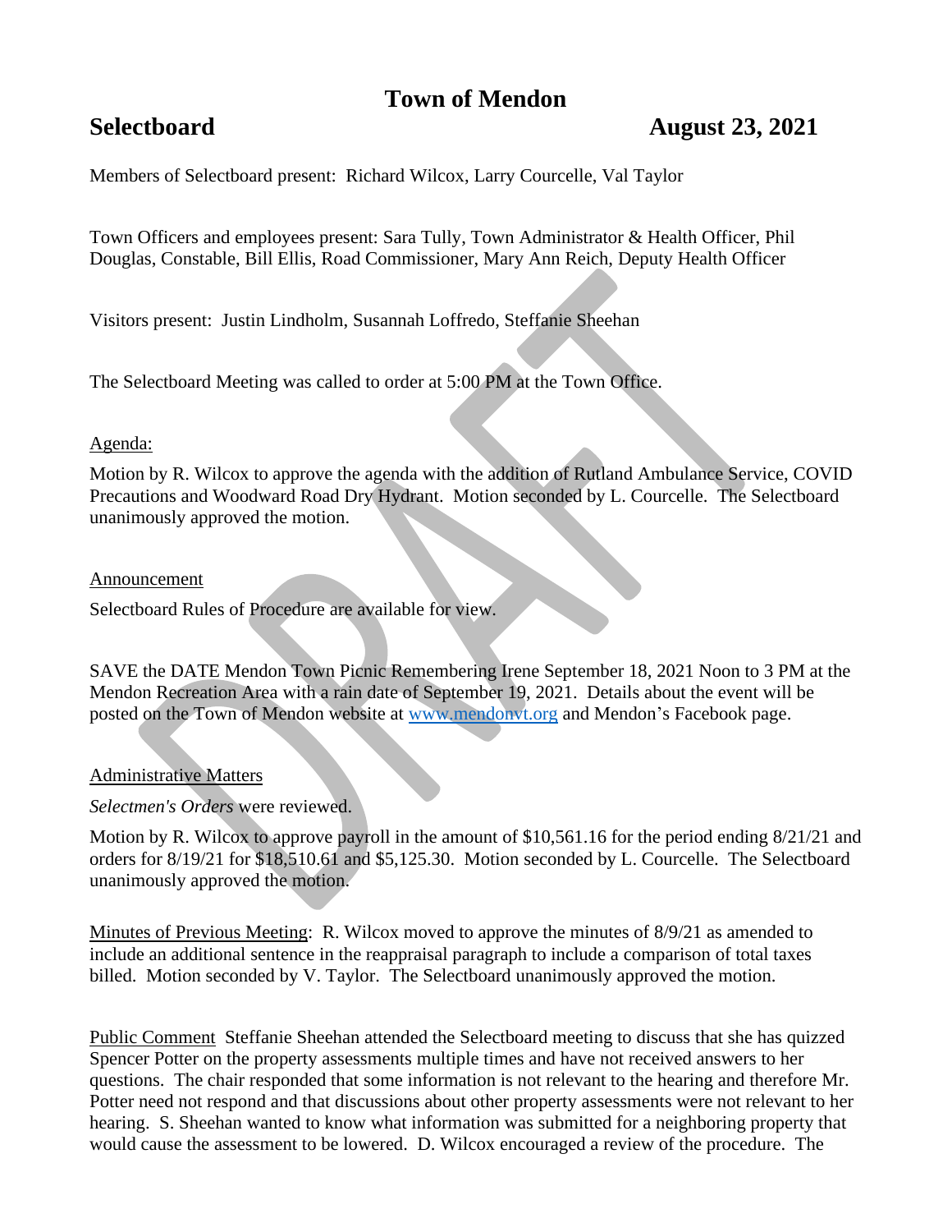# Town of Mendon

**Selectboard** **August 23, 2021**

Members of Selectboard present: Richard Wilcox, Larry Courcelle, Val Taylor

Town Officers and employees present: Sara Tully, Town Administrator & Health Officer, Phil Douglas, Constable, Bill Ellis, Road Commissioner, Mary Ann Reich, Deputy Health Officer

Visitors present: Justin Lindholm, Susannah Loffredo, Steffanie Sheehan

The Selectboard Meeting was called to order at 5:00 PM at the Town Office.

Agenda:

Motion by R. Wilcox to approve the agenda with the addition of Rutland Ambulance Service, COVID Precautions and Woodward Road Dry Hydrant. Motion seconded by L. Courcelle. The Selectboard unanimously approved the motion.

Announcement

Selectboard Rules of Procedure are available for view.

SAVE the DATE Mendon Town Picnic Remembering Irene September 18, 2021 Noon to 3 PM at the Mendon Recreation Area with a rain date of September 19, 2021. Details about the event will be posted on the Town of Mendon website at [www.mendonvt.org](http://www.mendonvt.org) and Mendon's Facebook page.

Administrative Matters

*Selectmen's Orders* were reviewed.

Motion by R. Wilcox to approve payroll in the amount of $10,561.16 for the period ending 8/21/21 and orders for 8/19/21 for $18,510.61 and $5,125.30. Motion seconded by L. Courcelle. The Selectboard unanimously approved the motion.

Minutes of Previous Meeting: R. Wilcox moved to approve the minutes of 8/9/21 as amended to include an additional sentence in the reappraisal paragraph to include a comparison of total taxes billed. Motion seconded by V. Taylor. The Selectboard unanimously approved the motion.

Public Comment Steffanie Sheehan attended the Selectboard meeting to discuss that she has quizzed Spencer Potter on the property assessments multiple times and have not received answers to her questions. The chair responded that some information is not relevant to the hearing and therefore Mr. Potter need not respond and that discussions about other property assessments were not relevant to her hearing. S. Sheehan wanted to know what information was submitted for a neighboring property that would cause the assessment to be lowered. D. Wilcox encouraged a review of the procedure. The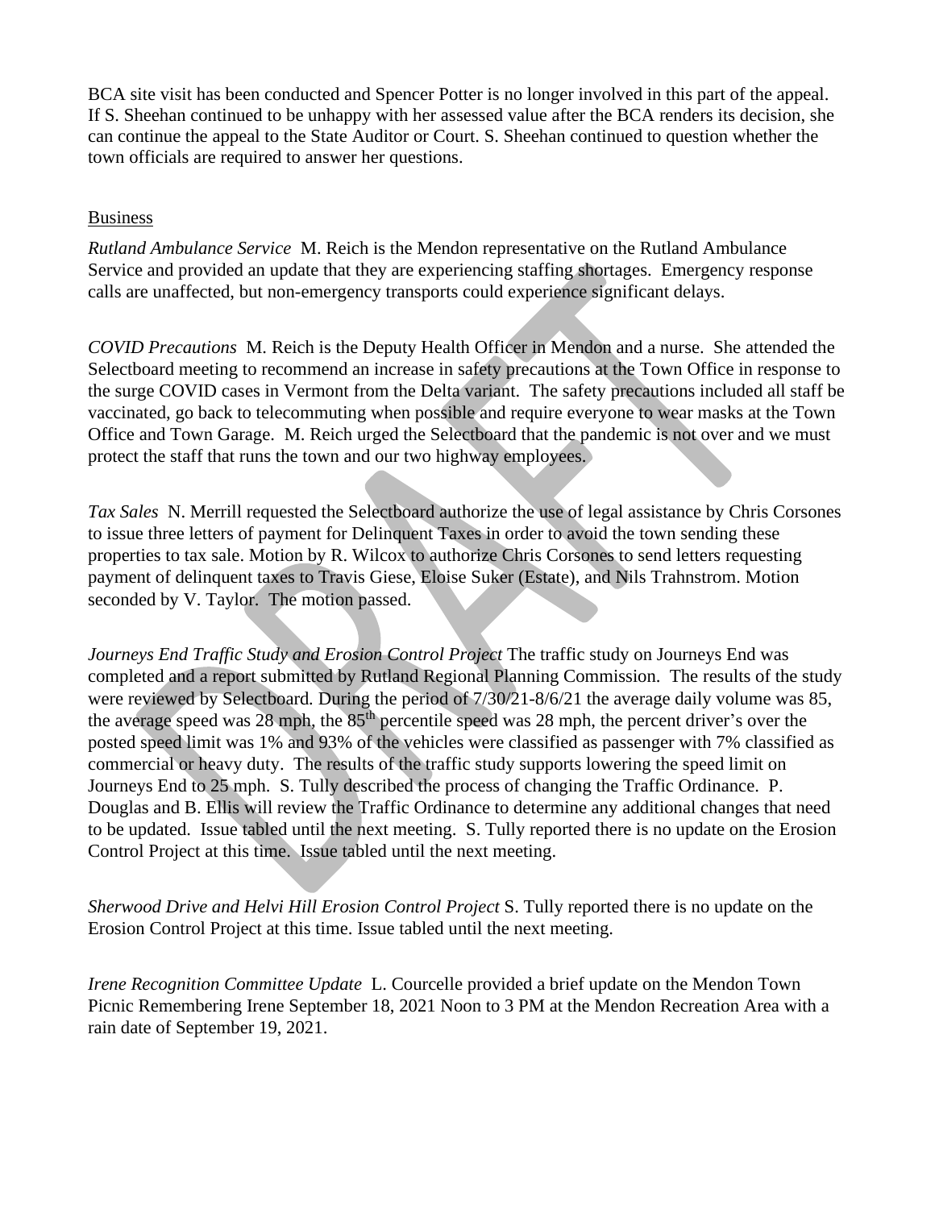BCA site visit has been conducted and Spencer Potter is no longer involved in this part of the appeal. If S. Sheehan continued to be unhappy with her assessed value after the BCA renders its decision, she can continue the appeal to the State Auditor or Court. S. Sheehan continued to question whether the town officials are required to answer her questions.

Business

*Rutland Ambulance Service* M. Reich is the Mendon representative on the Rutland Ambulance Service and provided an update that they are experiencing staffing shortages. Emergency response calls are unaffected, but non-emergency transports could experience significant delays.

*COVID Precautions* M. Reich is the Deputy Health Officer in Mendon and a nurse. She attended the Selectboard meeting to recommend an increase in safety precautions at the Town Office in response to the surge COVID cases in Vermont from the Delta variant. The safety precautions included all staff be vaccinated, go back to telecommuting when possible and require everyone to wear masks at the Town Office and Town Garage. M. Reich urged the Selectboard that the pandemic is not over and we must protect the staff that runs the town and our two highway employees.

*Tax Sales* N. Merrill requested the Selectboard authorize the use of legal assistance by Chris Corsones to issue three letters of payment for Delinquent Taxes in order to avoid the town sending these properties to tax sale. Motion by R. Wilcox to authorize Chris Corsones to send letters requesting payment of delinquent taxes to Travis Giese, Eloise Suker (Estate), and Nils Trahnstrom. Motion seconded by V. Taylor. The motion passed.

*Journeys End Traffic Study and Erosion Control Project* The traffic study on Journeys End was completed and a report submitted by Rutland Regional Planning Commission. The results of the study were reviewed by Selectboard. During the period of 7/30/21-8/6/21 the average daily volume was 85, the average speed was 28 mph, the 85th percentile speed was 28 mph, the percent driver's over the posted speed limit was 1% and 93% of the vehicles were classified as passenger with 7% classified as commercial or heavy duty. The results of the traffic study supports lowering the speed limit on Journeys End to 25 mph. S. Tully described the process of changing the Traffic Ordinance. P. Douglas and B. Ellis will review the Traffic Ordinance to determine any additional changes that need to be updated. Issue tabled until the next meeting. S. Tully reported there is no update on the Erosion Control Project at this time. Issue tabled until the next meeting.

*Sherwood Drive and Helvi Hill Erosion Control Project* S. Tully reported there is no update on the Erosion Control Project at this time. Issue tabled until the next meeting.

*Irene Recognition Committee Update* L. Courcelle provided a brief update on the Mendon Town Picnic Remembering Irene September 18, 2021 Noon to 3 PM at the Mendon Recreation Area with a rain date of September 19, 2021.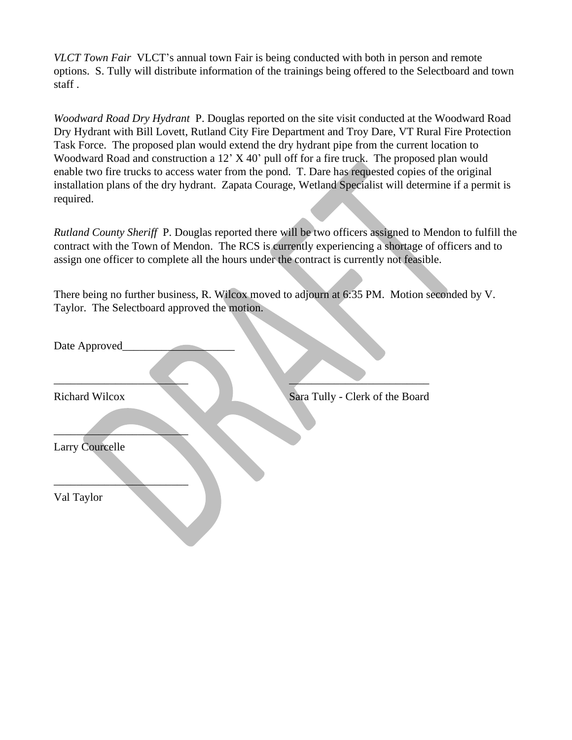*VLCT Town Fair* VLCT's annual town Fair is being conducted with both in person and remote options. S. Tully will distribute information of the trainings being offered to the Selectboard and town staff .

*Woodward Road Dry Hydrant* P. Douglas reported on the site visit conducted at the Woodward Road Dry Hydrant with Bill Lovett, Rutland City Fire Department and Troy Dare, VT Rural Fire Protection Task Force. The proposed plan would extend the dry hydrant pipe from the current location to Woodward Road and construction a 12' X 40' pull off for a fire truck. The proposed plan would enable two fire trucks to access water from the pond. T. Dare has requested copies of the original installation plans of the dry hydrant. Zapata Courage, Wetland Specialist will determine if a permit is required.

*Rutland County Sheriff* P. Douglas reported there will be two officers assigned to Mendon to fulfill the contract with the Town of Mendon. The RCS is currently experiencing a shortage of officers and to assign one officer to complete all the hours under the contract is currently not feasible.

There being no further business, R. Wilcox moved to adjourn at 6:35 PM. Motion seconded by V. Taylor. The Selectboard approved the motion.

Date Approved____________________

________________________ ________________________

Richard Wilcox Sara Tully - Clerk of the Board

________________________

Larry Courcelle

________________________

Val Taylor

DRAFT